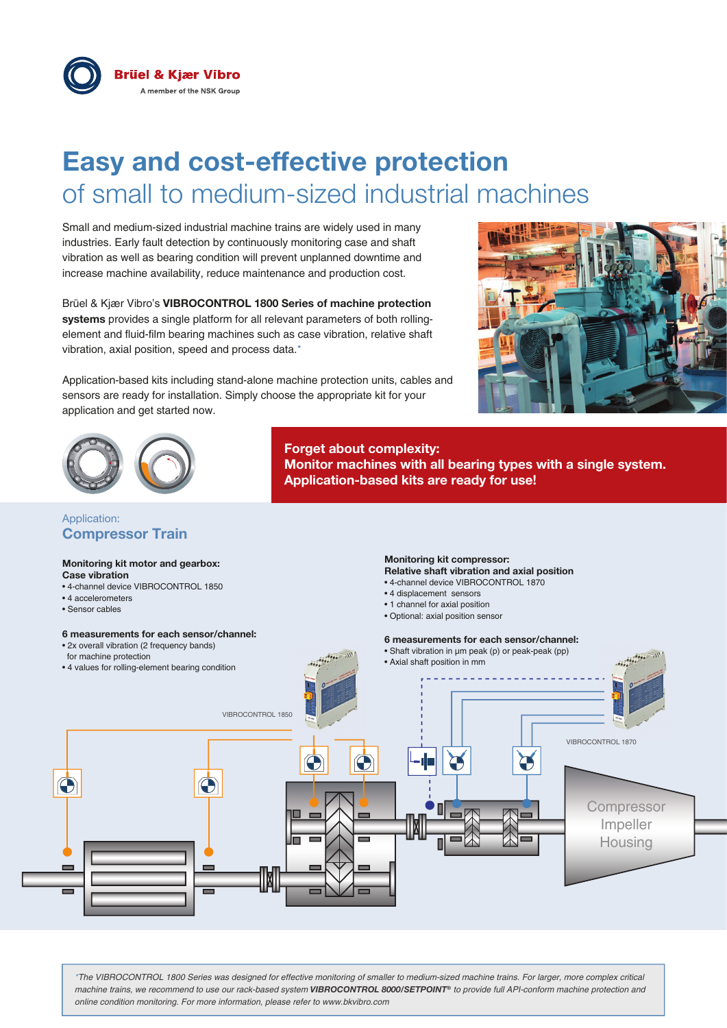Brüel & Kjær Vibro
A member of the NSK Group

# Easy and cost-effective protection
## of small to medium-sized industrial machines

Small and medium-sized industrial machine trains are widely used in many industries. Early fault detection by continuously monitoring case and shaft vibration as well as bearing condition will prevent unplanned downtime and increase machine availability, reduce maintenance and production cost.

Brüel & Kjær Vibro's **VIBROCONTROL 1800 Series of machine protection systems** provides a single platform for all relevant parameters of both rolling-element and fluid-film bearing machines such as case vibration, relative shaft vibration, axial position, speed and process data.*

Application-based kits including stand-alone machine protection units, cables and sensors are ready for installation. Simply choose the appropriate kit for your application and get started now.

**Forget about complexity:**
**Monitor machines with all bearing types with a single system.**
**Application-based kits are ready for use!**

Application:
### Compressor Train

**Monitoring kit motor and gearbox:**
**Case vibration**
- 4-channel device VIBROCONTROL 1850
- 4 accelerometers
- Sensor cables

**6 measurements for each sensor/channel:**
- 2x overall vibration (2 frequency bands) for machine protection
- 4 values for rolling-element bearing condition

**Monitoring kit compressor:**
**Relative shaft vibration and axial position**
- 4-channel device VIBROCONTROL 1870
- 4 displacement sensors
- 1 channel for axial position
- Optional: axial position sensor

**6 measurements for each sensor/channel:**
- Shaft vibration in µm peak (p) or peak-peak (pp)
- Axial shaft position in mm

VIBROCONTROL 1850

VIBROCONTROL 1870

Compressor Impeller Housing

*The VIBROCONTROL 1800 Series was designed for effective monitoring of smaller to medium-sized machine trains. For larger, more complex critical machine trains, we recommend to use our rack-based system **VIBROCONTROL 8000/SETPOINT®** to provide full API-conform machine protection and online condition monitoring. For more information, please refer to www.bkvibro.com*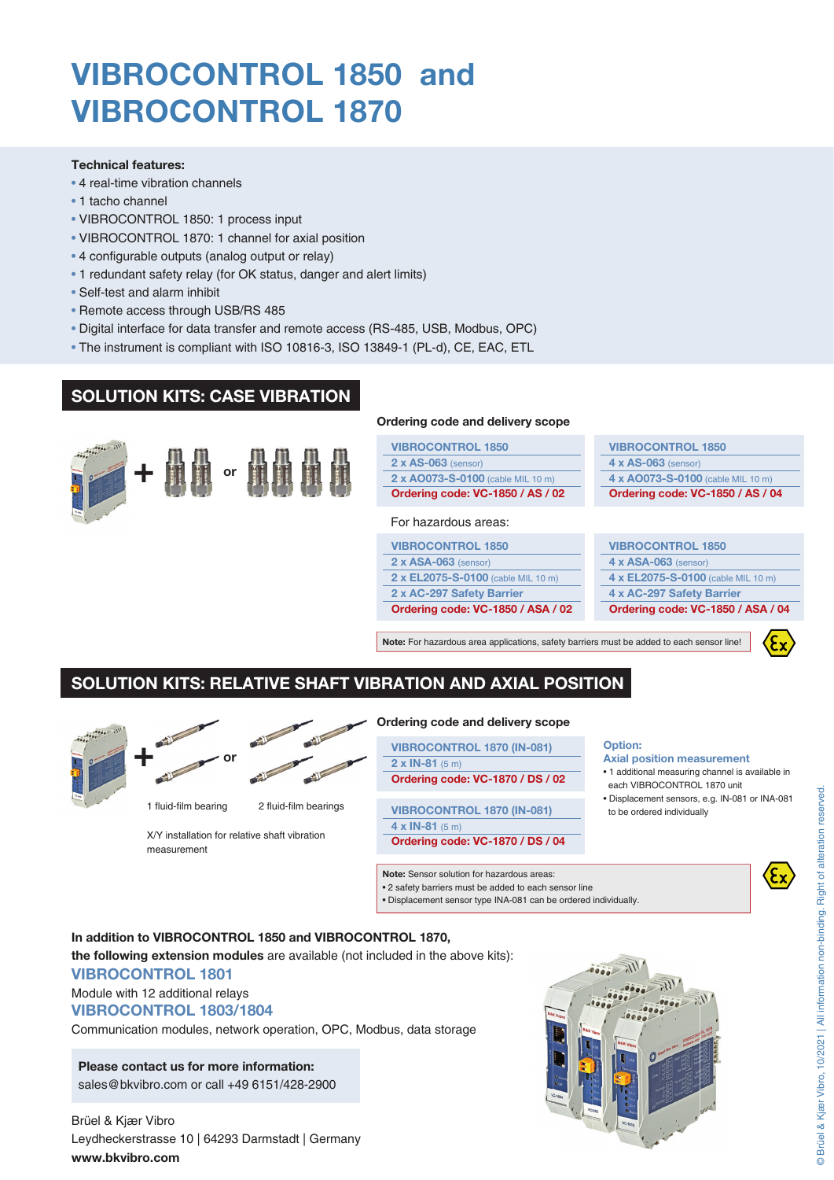# VIBROCONTROL 1850 and VIBROCONTROL 1870

**Technical features:**

- 4 real-time vibration channels
- 1 tacho channel
- VIBROCONTROL 1850: 1 process input
- VIBROCONTROL 1870: 1 channel for axial position
- 4 configurable outputs (analog output or relay)
- 1 redundant safety relay (for OK status, danger and alert limits)
- Self-test and alarm inhibit
- Remote access through USB/RS 485
- Digital interface for data transfer and remote access (RS-485, USB, Modbus, OPC)
- The instrument is compliant with ISO 10816-3, ISO 13849-1 (PL-d), CE, EAC, ETL

## SOLUTION KITS: CASE VIBRATION

+ or

**Ordering code and delivery scope**

| | |
|---|---|
| VIBROCONTROL 1850 | VIBROCONTROL 1850 |
| 2 x AS-063 (sensor) | 4 x AS-063 (sensor) |
| 2 x AO073-S-0100 (cable MIL 10 m) | 4 x AO073-S-0100 (cable MIL 10 m) |
| **Ordering code: VC-1850 / AS / 02** | **Ordering code: VC-1850 / AS / 04** |

For hazardous areas:

| | |
|---|---|
| VIBROCONTROL 1850 | VIBROCONTROL 1850 |
| 2 x ASA-063 (sensor) | 4 x ASA-063 (sensor) |
| 2 x EL2075-S-0100 (cable MIL 10 m) | 4 x EL2075-S-0100 (cable MIL 10 m) |
| 2 x AC-297 Safety Barrier | 4 x AC-297 Safety Barrier |
| **Ordering code: VC-1850 / ASA / 02** | **Ordering code: VC-1850 / ASA / 04** |

**Note:** For hazardous area applications, safety barriers must be added to each sensor line!

## SOLUTION KITS: RELATIVE SHAFT VIBRATION AND AXIAL POSITION

+ or

1 fluid-film bearing    2 fluid-film bearings

X/Y installation for relative shaft vibration measurement

**Ordering code and delivery scope**

| |
|---|
| VIBROCONTROL 1870 (IN-081) |
| 2 x IN-81 (5 m) |
| **Ordering code: VC-1870 / DS / 02** |

| |
|---|
| VIBROCONTROL 1870 (IN-081) |
| 4 x IN-81 (5 m) |
| **Ordering code: VC-1870 / DS / 04** |

**Option:**
**Axial position measurement**

- 1 additional measuring channel is available in each VIBROCONTROL 1870 unit
- Displacement sensors, e.g. IN-081 or INA-081 to be ordered individually

**Note:** Sensor solution for hazardous areas:
- 2 safety barriers must be added to each sensor line
- Displacement sensor type INA-081 can be ordered individually.

**In addition to VIBROCONTROL 1850 and VIBROCONTROL 1870, the following extension modules** are available (not included in the above kits):

### VIBROCONTROL 1801

Module with 12 additional relays

### VIBROCONTROL 1803/1804

Communication modules, network operation, OPC, Modbus, data storage

**Please contact us for more information:**
sales@bkvibro.com or call +49 6151/428-2900

Brüel & Kjær Vibro
Leydheckerstrasse 10 | 64293 Darmstadt | Germany
**www.bkvibro.com**

© Brüel & Kjær Vibro, 10/2021 | All information non-binding. Right of alteration reserved.